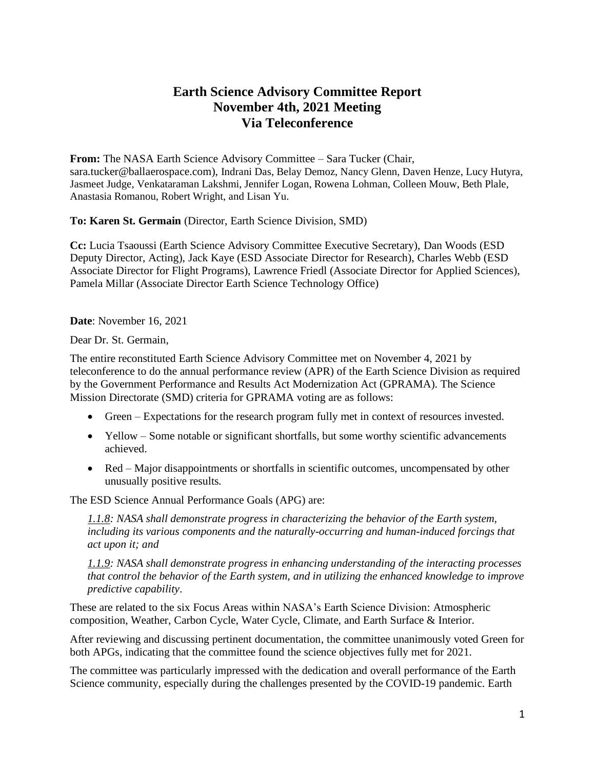# Earth Science Advisory Committee Report
# November 4th, 2021 Meeting
# Via Teleconference

**From:** The NASA Earth Science Advisory Committee – Sara Tucker (Chair, sara.tucker@ballaerospace.com), Indrani Das, Belay Demoz, Nancy Glenn, Daven Henze, Lucy Hutyra, Jasmeet Judge, Venkataraman Lakshmi, Jennifer Logan, Rowena Lohman, Colleen Mouw, Beth Plale, Anastasia Romanou, Robert Wright, and Lisan Yu.

**To: Karen St. Germain** (Director, Earth Science Division, SMD)

**Cc:** Lucia Tsaoussi (Earth Science Advisory Committee Executive Secretary), Dan Woods (ESD Deputy Director, Acting), Jack Kaye (ESD Associate Director for Research), Charles Webb (ESD Associate Director for Flight Programs), Lawrence Friedl (Associate Director for Applied Sciences), Pamela Millar (Associate Director Earth Science Technology Office)

**Date**: November 16, 2021

Dear Dr. St. Germain,

The entire reconstituted Earth Science Advisory Committee met on November 4, 2021 by teleconference to do the annual performance review (APR) of the Earth Science Division as required by the Government Performance and Results Act Modernization Act (GPRAMA). The Science Mission Directorate (SMD) criteria for GPRAMA voting are as follows:

- Green – Expectations for the research program fully met in context of resources invested.
- Yellow – Some notable or significant shortfalls, but some worthy scientific advancements achieved.
- Red – Major disappointments or shortfalls in scientific outcomes, uncompensated by other unusually positive results.

The ESD Science Annual Performance Goals (APG) are:

*1.1.8: NASA shall demonstrate progress in characterizing the behavior of the Earth system, including its various components and the naturally-occurring and human-induced forcings that act upon it; and*

*1.1.9: NASA shall demonstrate progress in enhancing understanding of the interacting processes that control the behavior of the Earth system, and in utilizing the enhanced knowledge to improve predictive capability*.

These are related to the six Focus Areas within NASA's Earth Science Division: Atmospheric composition, Weather, Carbon Cycle, Water Cycle, Climate, and Earth Surface & Interior.

After reviewing and discussing pertinent documentation, the committee unanimously voted Green for both APGs, indicating that the committee found the science objectives fully met for 2021.

The committee was particularly impressed with the dedication and overall performance of the Earth Science community, especially during the challenges presented by the COVID-19 pandemic. Earth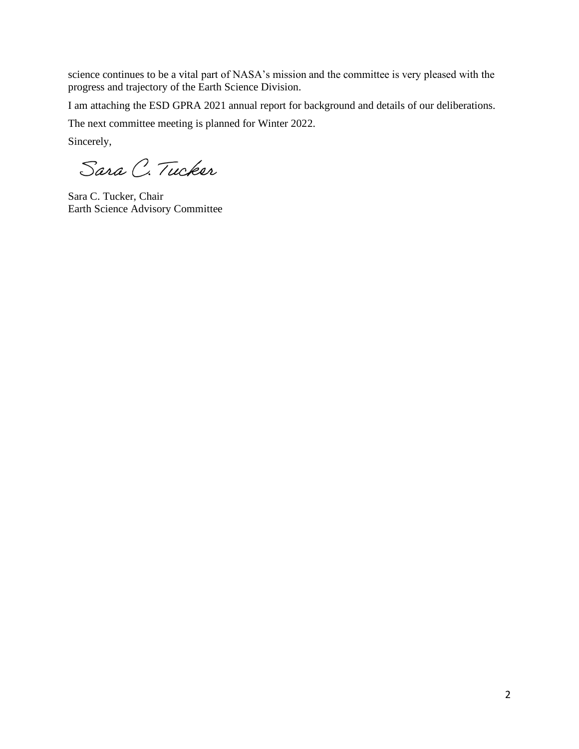science continues to be a vital part of NASA's mission and the committee is very pleased with the progress and trajectory of the Earth Science Division.

I am attaching the ESD GPRA 2021 annual report for background and details of our deliberations.

The next committee meeting is planned for Winter 2022.

Sincerely,

Sara C. Tucker

Sara C. Tucker, Chair
Earth Science Advisory Committee